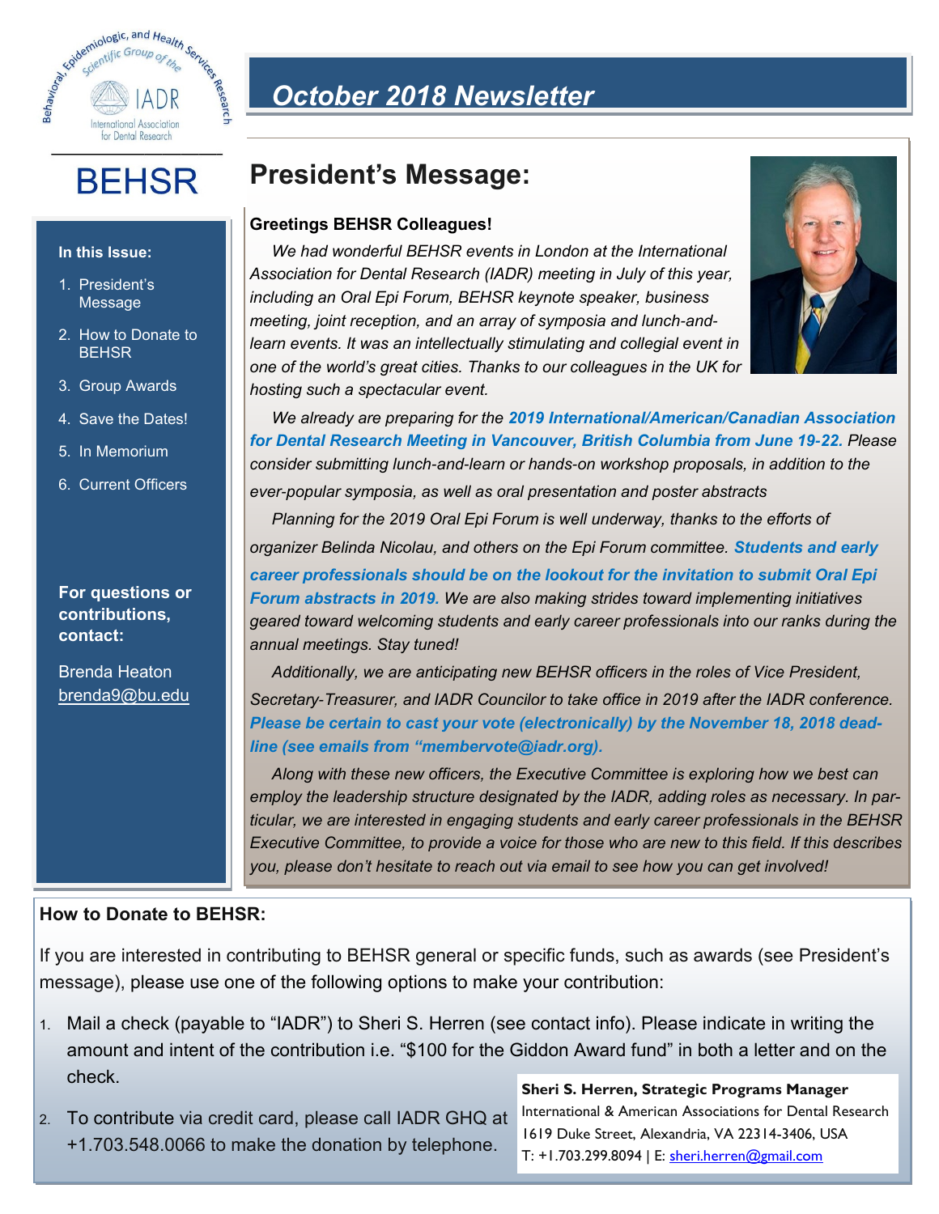Behavioral, Epidemiologic, and Health Services Research Scientific Group of the IADR — International Association for Dental Research

# BEHSR

# October 2018 Newsletter

**In this Issue:**

1. President's Message
2. How to Donate to BEHSR
3. Group Awards
4. Save the Dates!
5. In Memorium
6. Current Officers

**For questions or contributions, contact:**

Brenda Heaton
brenda9@bu.edu

## President's Message:

**Greetings BEHSR Colleagues!**

*We had wonderful BEHSR events in London at the International Association for Dental Research (IADR) meeting in July of this year, including an Oral Epi Forum, BEHSR keynote speaker, business meeting, joint reception, and an array of symposia and lunch-and-learn events. It was an intellectually stimulating and collegial event in one of the world's great cities. Thanks to our colleagues in the UK for hosting such a spectacular event.*

*We already are preparing for the* ***2019 International/American/Canadian Association for Dental Research Meeting in Vancouver, British Columbia from June 19-22.*** *Please consider submitting lunch-and-learn or hands-on workshop proposals, in addition to the ever-popular symposia, as well as oral presentation and poster abstracts*

*Planning for the 2019 Oral Epi Forum is well underway, thanks to the efforts of organizer Belinda Nicolau, and others on the Epi Forum committee.* ***Students and early career professionals should be on the lookout for the invitation to submit Oral Epi Forum abstracts in 2019.*** *We are also making strides toward implementing initiatives geared toward welcoming students and early career professionals into our ranks during the annual meetings. Stay tuned!*

*Additionally, we are anticipating new BEHSR officers in the roles of Vice President, Secretary-Treasurer, and IADR Councilor to take office in 2019 after the IADR conference.* ***Please be certain to cast your vote (electronically) by the November 18, 2018 deadline (see emails from "membervote@iadr.org).***

*Along with these new officers, the Executive Committee is exploring how we best can employ the leadership structure designated by the IADR, adding roles as necessary. In particular, we are interested in engaging students and early career professionals in the BEHSR Executive Committee, to provide a voice for those who are new to this field. If this describes you, please don't hesitate to reach out via email to see how you can get involved!*

## How to Donate to BEHSR:

If you are interested in contributing to BEHSR general or specific funds, such as awards (see President's message), please use one of the following options to make your contribution:

1. Mail a check (payable to "IADR") to Sheri S. Herren (see contact info). Please indicate in writing the amount and intent of the contribution i.e. "$100 for the Giddon Award fund" in both a letter and on the check.
2. To contribute via credit card, please call IADR GHQ at +1.703.548.0066 to make the donation by telephone.

**Sheri S. Herren, Strategic Programs Manager**
International & American Associations for Dental Research
1619 Duke Street, Alexandria, VA 22314-3406, USA
T: +1.703.299.8094 | E: sheri.herren@gmail.com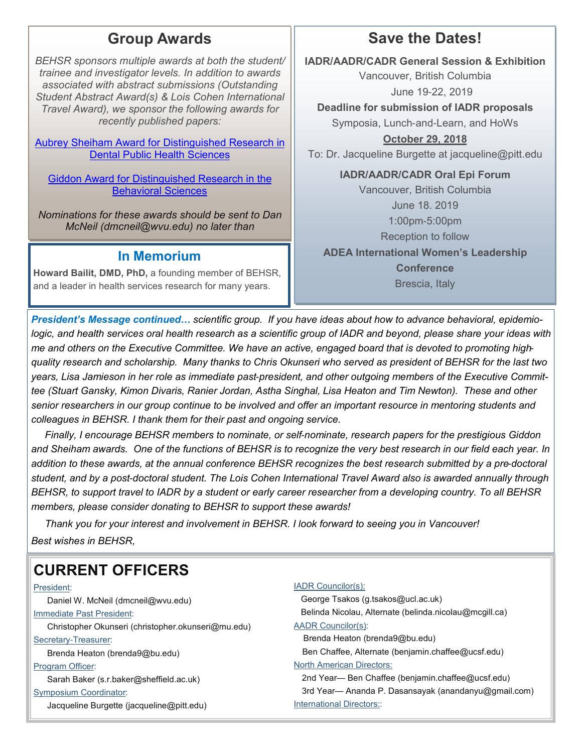## Group Awards

*BEHSR sponsors multiple awards at both the student/ trainee and investigator levels. In addition to awards associated with abstract submissions (Outstanding Student Abstract Award(s) & Lois Cohen International Travel Award), we sponsor the following awards for recently published papers:*

Aubrey Sheiham Award for Distinguished Research in Dental Public Health Sciences

Giddon Award for Distinguished Research in the Behavioral Sciences

*Nominations for these awards should be sent to Dan McNeil (dmcneil@wvu.edu) no later than*

## In Memorium

**Howard Bailit, DMD, PhD,** a founding member of BEHSR, and a leader in health services research for many years.

## Save the Dates!

**IADR/AADR/CADR General Session & Exhibition**
Vancouver, British Columbia
June 19-22, 2019

**Deadline for submission of IADR proposals**
Symposia, Lunch-and-Learn, and HoWs
**October 29, 2018**
To: Dr. Jacqueline Burgette at jacqueline@pitt.edu

**IADR/AADR/CADR Oral Epi Forum**
Vancouver, British Columbia
June 18. 2019
1:00pm-5:00pm
Reception to follow

**ADEA International Women's Leadership Conference**
Brescia, Italy

***President's Message continued…*** *scientific group. If you have ideas about how to advance behavioral, epidemiologic, and health services oral health research as a scientific group of IADR and beyond, please share your ideas with me and others on the Executive Committee. We have an active, engaged board that is devoted to promoting high-quality research and scholarship. Many thanks to Chris Okunseri who served as president of BEHSR for the last two years, Lisa Jamieson in her role as immediate past-president, and other outgoing members of the Executive Committee (Stuart Gansky, Kimon Divaris, Ranier Jordan, Astha Singhal, Lisa Heaton and Tim Newton). These and other senior researchers in our group continue to be involved and offer an important resource in mentoring students and colleagues in BEHSR. I thank them for their past and ongoing service.*

*Finally, I encourage BEHSR members to nominate, or self-nominate, research papers for the prestigious Giddon and Sheiham awards. One of the functions of BEHSR is to recognize the very best research in our field each year. In addition to these awards, at the annual conference BEHSR recognizes the best research submitted by a pre-doctoral student, and by a post-doctoral student. The Lois Cohen International Travel Award also is awarded annually through BEHSR, to support travel to IADR by a student or early career researcher from a developing country. To all BEHSR members, please consider donating to BEHSR to support these awards!*

*Thank you for your interest and involvement in BEHSR. I look forward to seeing you in Vancouver!*

*Best wishes in BEHSR,*

## CURRENT OFFICERS

President:
Daniel W. McNeil (dmcneil@wvu.edu)

Immediate Past President:
Christopher Okunseri (christopher.okunseri@mu.edu)

Secretary-Treasurer:
Brenda Heaton (brenda9@bu.edu)

Program Officer:
Sarah Baker (s.r.baker@sheffield.ac.uk)

Symposium Coordinator:
Jacqueline Burgette (jacqueline@pitt.edu)

IADR Councilor(s):
George Tsakos (g.tsakos@ucl.ac.uk)
Belinda Nicolau, Alternate (belinda.nicolau@mcgill.ca)

AADR Councilor(s):
Brenda Heaton (brenda9@bu.edu)
Ben Chaffee, Alternate (benjamin.chaffee@ucsf.edu)

North American Directors:
2nd Year— Ben Chaffee (benjamin.chaffee@ucsf.edu)
3rd Year— Ananda P. Dasansayak (anandanyu@gmail.com)

International Directors::